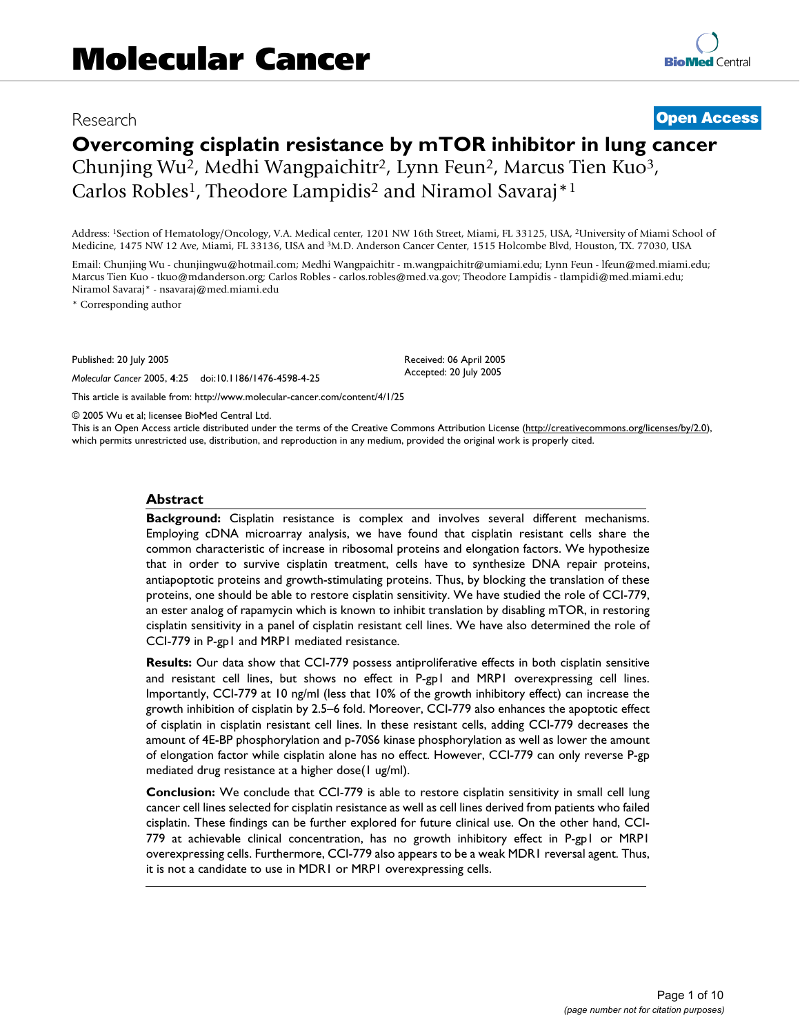Research

**Open Access**

# Overcoming cisplatin resistance by mTOR inhibitor in lung cancer

Chunjing Wu[2], Medhi Wangpaichitr[2], Lynn Feun[2], Marcus Tien Kuo[3], Carlos Robles[1], Theodore Lampidis[2] and Niramol Savaraj*[1]

Address: [1]Section of Hematology/Oncology, V.A. Medical center, 1201 NW 16th Street, Miami, FL 33125, USA, [2]University of Miami School of Medicine, 1475 NW 12 Ave, Miami, FL 33136, USA and [3]M.D. Anderson Cancer Center, 1515 Holcombe Blvd, Houston, TX. 77030, USA

Email: Chunjing Wu - chunjingwu@hotmail.com; Medhi Wangpaichitr - m.wangpaichitr@umiami.edu; Lynn Feun - lfeun@med.miami.edu; Marcus Tien Kuo - tkuo@mdanderson.org; Carlos Robles - carlos.robles@med.va.gov; Theodore Lampidis - tlampidi@med.miami.edu; Niramol Savaraj* - nsavaraj@med.miami.edu

\* Corresponding author

Published: 20 July 2005

*Molecular Cancer* 2005, **4**:25 doi:10.1186/1476-4598-4-25

Received: 06 April 2005
Accepted: 20 July 2005

This article is available from: http://www.molecular-cancer.com/content/4/1/25

© 2005 Wu et al; licensee BioMed Central Ltd.
This is an Open Access article distributed under the terms of the Creative Commons Attribution License (http://creativecommons.org/licenses/by/2.0), which permits unrestricted use, distribution, and reproduction in any medium, provided the original work is properly cited.

## Abstract

**Background:** Cisplatin resistance is complex and involves several different mechanisms. Employing cDNA microarray analysis, we have found that cisplatin resistant cells share the common characteristic of increase in ribosomal proteins and elongation factors. We hypothesize that in order to survive cisplatin treatment, cells have to synthesize DNA repair proteins, antiapoptotic proteins and growth-stimulating proteins. Thus, by blocking the translation of these proteins, one should be able to restore cisplatin sensitivity. We have studied the role of CCI-779, an ester analog of rapamycin which is known to inhibit translation by disabling mTOR, in restoring cisplatin sensitivity in a panel of cisplatin resistant cell lines. We have also determined the role of CCI-779 in P-gp1 and MRP1 mediated resistance.

**Results:** Our data show that CCI-779 possess antiproliferative effects in both cisplatin sensitive and resistant cell lines, but shows no effect in P-gp1 and MRP1 overexpressing cell lines. Importantly, CCI-779 at 10 ng/ml (less that 10% of the growth inhibitory effect) can increase the growth inhibition of cisplatin by 2.5–6 fold. Moreover, CCI-779 also enhances the apoptotic effect of cisplatin in cisplatin resistant cell lines. In these resistant cells, adding CCI-779 decreases the amount of 4E-BP phosphorylation and p-70S6 kinase phosphorylation as well as lower the amount of elongation factor while cisplatin alone has no effect. However, CCI-779 can only reverse P-gp mediated drug resistance at a higher dose(1 ug/ml).

**Conclusion:** We conclude that CCI-779 is able to restore cisplatin sensitivity in small cell lung cancer cell lines selected for cisplatin resistance as well as cell lines derived from patients who failed cisplatin. These findings can be further explored for future clinical use. On the other hand, CCI-779 at achievable clinical concentration, has no growth inhibitory effect in P-gp1 or MRP1 overexpressing cells. Furthermore, CCI-779 also appears to be a weak MDR1 reversal agent. Thus, it is not a candidate to use in MDR1 or MRP1 overexpressing cells.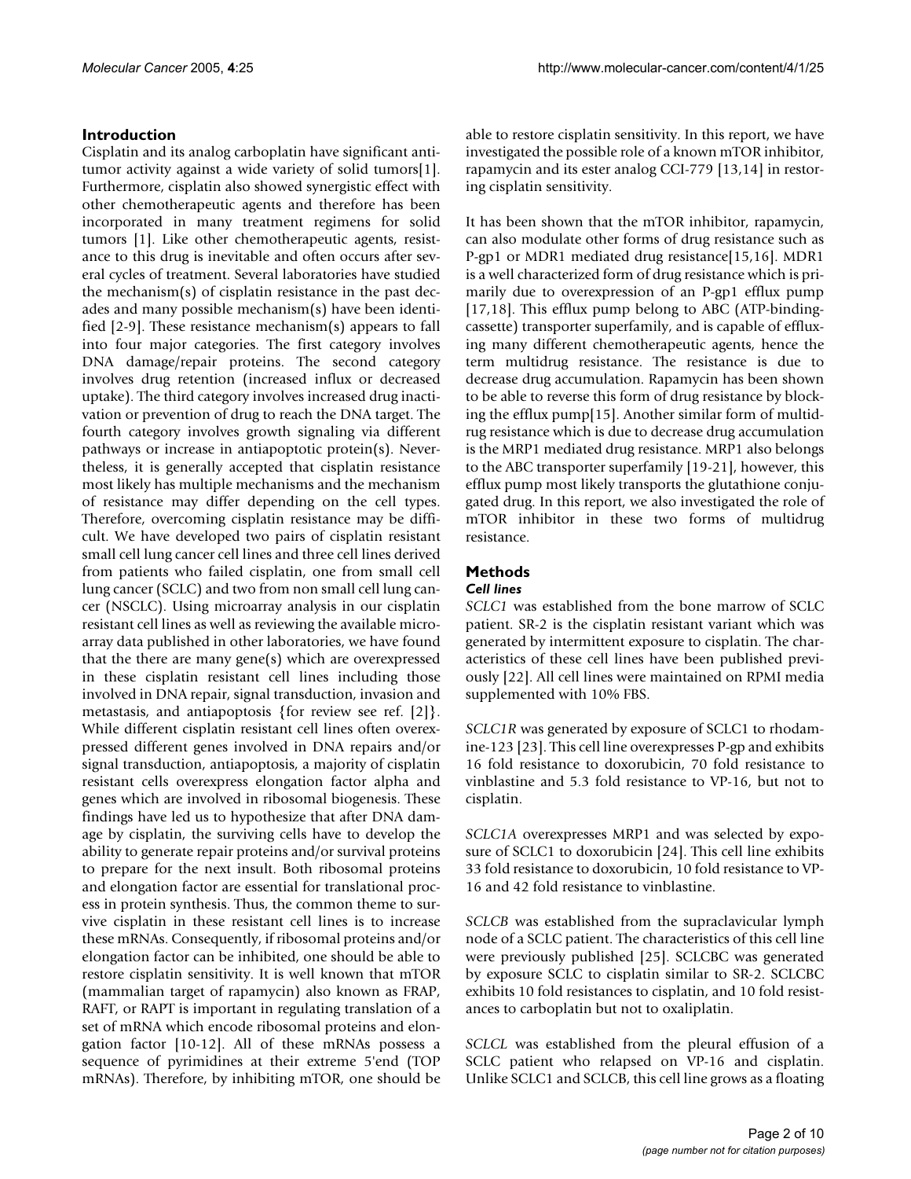## Introduction

Cisplatin and its analog carboplatin have significant antitumor activity against a wide variety of solid tumors[1]. Furthermore, cisplatin also showed synergistic effect with other chemotherapeutic agents and therefore has been incorporated in many treatment regimens for solid tumors [1]. Like other chemotherapeutic agents, resistance to this drug is inevitable and often occurs after several cycles of treatment. Several laboratories have studied the mechanism(s) of cisplatin resistance in the past decades and many possible mechanism(s) have been identified [2-9]. These resistance mechanism(s) appears to fall into four major categories. The first category involves DNA damage/repair proteins. The second category involves drug retention (increased influx or decreased uptake). The third category involves increased drug inactivation or prevention of drug to reach the DNA target. The fourth category involves growth signaling via different pathways or increase in antiapoptotic protein(s). Nevertheless, it is generally accepted that cisplatin resistance most likely has multiple mechanisms and the mechanism of resistance may differ depending on the cell types. Therefore, overcoming cisplatin resistance may be difficult. We have developed two pairs of cisplatin resistant small cell lung cancer cell lines and three cell lines derived from patients who failed cisplatin, one from small cell lung cancer (SCLC) and two from non small cell lung cancer (NSCLC). Using microarray analysis in our cisplatin resistant cell lines as well as reviewing the available microarray data published in other laboratories, we have found that the there are many gene(s) which are overexpressed in these cisplatin resistant cell lines including those involved in DNA repair, signal transduction, invasion and metastasis, and antiapoptosis {for review see ref. [2]}. While different cisplatin resistant cell lines often overexpressed different genes involved in DNA repairs and/or signal transduction, antiapoptosis, a majority of cisplatin resistant cells overexpress elongation factor alpha and genes which are involved in ribosomal biogenesis. These findings have led us to hypothesize that after DNA damage by cisplatin, the surviving cells have to develop the ability to generate repair proteins and/or survival proteins to prepare for the next insult. Both ribosomal proteins and elongation factor are essential for translational process in protein synthesis. Thus, the common theme to survive cisplatin in these resistant cell lines is to increase these mRNAs. Consequently, if ribosomal proteins and/or elongation factor can be inhibited, one should be able to restore cisplatin sensitivity. It is well known that mTOR (mammalian target of rapamycin) also known as FRAP, RAFT, or RAPT is important in regulating translation of a set of mRNA which encode ribosomal proteins and elongation factor [10-12]. All of these mRNAs possess a sequence of pyrimidines at their extreme 5'end (TOP mRNAs). Therefore, by inhibiting mTOR, one should be able to restore cisplatin sensitivity. In this report, we have investigated the possible role of a known mTOR inhibitor, rapamycin and its ester analog CCI-779 [13,14] in restoring cisplatin sensitivity.

It has been shown that the mTOR inhibitor, rapamycin, can also modulate other forms of drug resistance such as P-gp1 or MDR1 mediated drug resistance[15,16]. MDR1 is a well characterized form of drug resistance which is primarily due to overexpression of an P-gp1 efflux pump [17,18]. This efflux pump belong to ABC (ATP-binding-cassette) transporter superfamily, and is capable of effluxing many different chemotherapeutic agents, hence the term multidrug resistance. The resistance is due to decrease drug accumulation. Rapamycin has been shown to be able to reverse this form of drug resistance by blocking the efflux pump[15]. Another similar form of multidrug resistance which is due to decrease drug accumulation is the MRP1 mediated drug resistance. MRP1 also belongs to the ABC transporter superfamily [19-21], however, this efflux pump most likely transports the glutathione conjugated drug. In this report, we also investigated the role of mTOR inhibitor in these two forms of multidrug resistance.

## Methods

### Cell lines

*SCLC1* was established from the bone marrow of SCLC patient. SR-2 is the cisplatin resistant variant which was generated by intermittent exposure to cisplatin. The characteristics of these cell lines have been published previously [22]. All cell lines were maintained on RPMI media supplemented with 10% FBS.

*SCLC1R* was generated by exposure of SCLC1 to rhodamine-123 [23]. This cell line overexpresses P-gp and exhibits 16 fold resistance to doxorubicin, 70 fold resistance to vinblastine and 5.3 fold resistance to VP-16, but not to cisplatin.

*SCLC1A* overexpresses MRP1 and was selected by exposure of SCLC1 to doxorubicin [24]. This cell line exhibits 33 fold resistance to doxorubicin, 10 fold resistance to VP-16 and 42 fold resistance to vinblastine.

*SCLCB* was established from the supraclavicular lymph node of a SCLC patient. The characteristics of this cell line were previously published [25]. SCLCBC was generated by exposure SCLC to cisplatin similar to SR-2. SCLCBC exhibits 10 fold resistances to cisplatin, and 10 fold resistances to carboplatin but not to oxaliplatin.

*SCLCL* was established from the pleural effusion of a SCLC patient who relapsed on VP-16 and cisplatin. Unlike SCLC1 and SCLCB, this cell line grows as a floating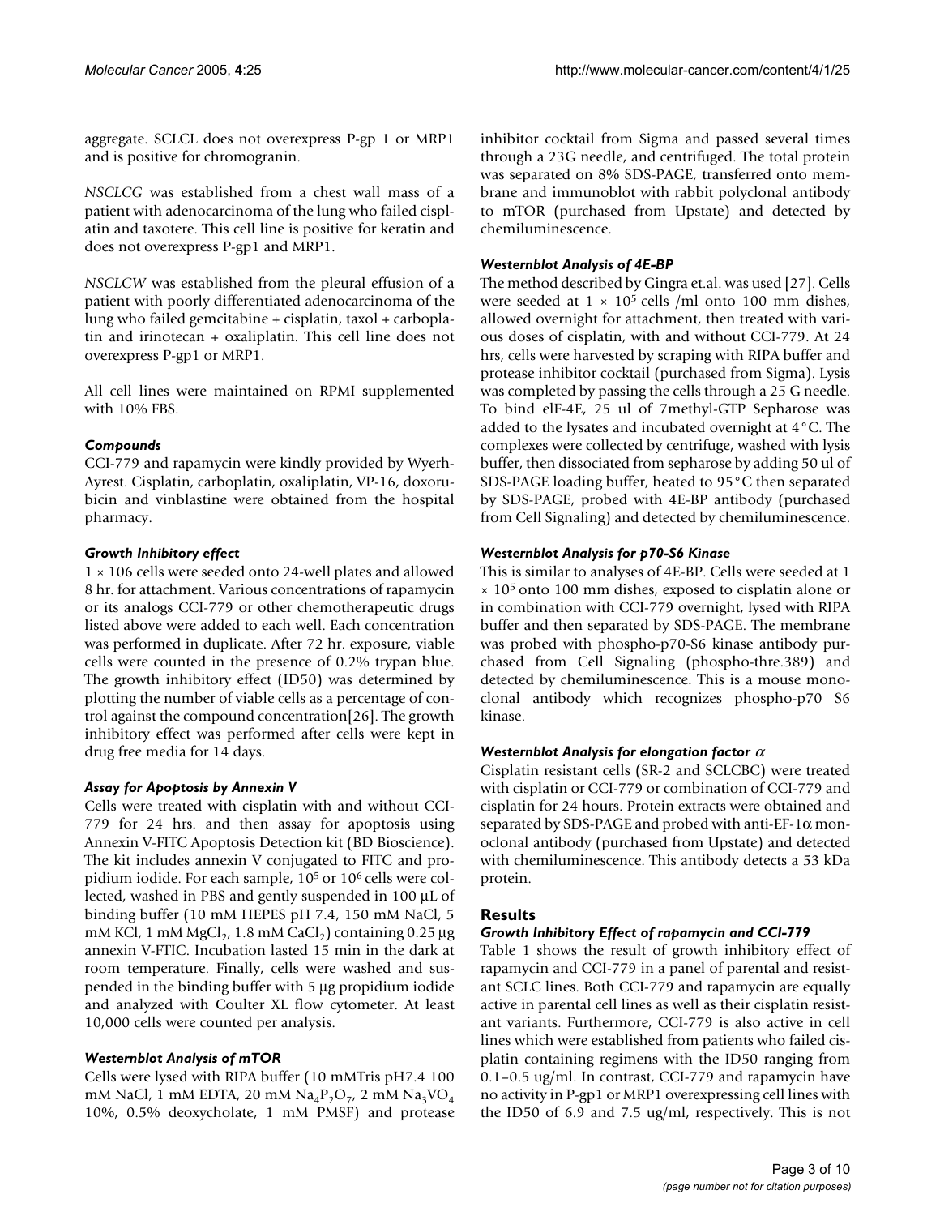aggregate. SCLCL does not overexpress P-gp 1 or MRP1 and is positive for chromogranin.

*NSCLCG* was established from a chest wall mass of a patient with adenocarcinoma of the lung who failed cisplatin and taxotere. This cell line is positive for keratin and does not overexpress P-gp1 and MRP1.

*NSCLCW* was established from the pleural effusion of a patient with poorly differentiated adenocarcinoma of the lung who failed gemcitabine + cisplatin, taxol + carboplatin and irinotecan + oxaliplatin. This cell line does not overexpress P-gp1 or MRP1.

All cell lines were maintained on RPMI supplemented with 10% FBS.

### *Compounds*

CCI-779 and rapamycin were kindly provided by Wyerh-Ayrest. Cisplatin, carboplatin, oxaliplatin, VP-16, doxorubicin and vinblastine were obtained from the hospital pharmacy.

### *Growth Inhibitory effect*

$1 \times 106$ cells were seeded onto 24-well plates and allowed 8 hr. for attachment. Various concentrations of rapamycin or its analogs CCI-779 or other chemotherapeutic drugs listed above were added to each well. Each concentration was performed in duplicate. After 72 hr. exposure, viable cells were counted in the presence of 0.2% trypan blue. The growth inhibitory effect (ID50) was determined by plotting the number of viable cells as a percentage of control against the compound concentration[26]. The growth inhibitory effect was performed after cells were kept in drug free media for 14 days.

### *Assay for Apoptosis by Annexin V*

Cells were treated with cisplatin with and without CCI-779 for 24 hrs. and then assay for apoptosis using Annexin V-FITC Apoptosis Detection kit (BD Bioscience). The kit includes annexin V conjugated to FITC and propidium iodide. For each sample, $10^5$ or $10^6$ cells were collected, washed in PBS and gently suspended in 100 µL of binding buffer (10 mM HEPES pH 7.4, 150 mM NaCl, 5 mM KCl, 1 mM $MgCl_2$, 1.8 mM $CaCl_2$) containing 0.25 µg annexin V-FTIC. Incubation lasted 15 min in the dark at room temperature. Finally, cells were washed and suspended in the binding buffer with 5 µg propidium iodide and analyzed with Coulter XL flow cytometer. At least 10,000 cells were counted per analysis.

### *Westernblot Analysis of mTOR*

Cells were lysed with RIPA buffer (10 mMTris pH7.4 100 mM NaCl, 1 mM EDTA, 20 mM $Na_4P_2O_7$, 2 mM $Na_3VO_4$ 10%, 0.5% deoxycholate, 1 mM PMSF) and protease inhibitor cocktail from Sigma and passed several times through a 23G needle, and centrifuged. The total protein was separated on 8% SDS-PAGE, transferred onto membrane and immunoblot with rabbit polyclonal antibody to mTOR (purchased from Upstate) and detected by chemiluminescence.

### *Westernblot Analysis of 4E-BP*

The method described by Gingra et.al. was used [27]. Cells were seeded at $1 \times 10^5$ cells /ml onto 100 mm dishes, allowed overnight for attachment, then treated with various doses of cisplatin, with and without CCI-779. At 24 hrs, cells were harvested by scraping with RIPA buffer and protease inhibitor cocktail (purchased from Sigma). Lysis was completed by passing the cells through a 25 G needle. To bind elF-4E, 25 ul of 7methyl-GTP Sepharose was added to the lysates and incubated overnight at 4°C. The complexes were collected by centrifuge, washed with lysis buffer, then dissociated from sepharose by adding 50 ul of SDS-PAGE loading buffer, heated to 95°C then separated by SDS-PAGE, probed with 4E-BP antibody (purchased from Cell Signaling) and detected by chemiluminescence.

### *Westernblot Analysis for p70-S6 Kinase*

This is similar to analyses of 4E-BP. Cells were seeded at $1 \times 10^5$ onto 100 mm dishes, exposed to cisplatin alone or in combination with CCI-779 overnight, lysed with RIPA buffer and then separated by SDS-PAGE. The membrane was probed with phospho-p70-S6 kinase antibody purchased from Cell Signaling (phospho-thre.389) and detected by chemiluminescence. This is a mouse monoclonal antibody which recognizes phospho-p70 S6 kinase.

### *Westernblot Analysis for elongation factor $\alpha$*

Cisplatin resistant cells (SR-2 and SCLCBC) were treated with cisplatin or CCI-779 or combination of CCI-779 and cisplatin for 24 hours. Protein extracts were obtained and separated by SDS-PAGE and probed with anti-EF-1$\alpha$ monoclonal antibody (purchased from Upstate) and detected with chemiluminescence. This antibody detects a 53 kDa protein.

## Results

### *Growth Inhibitory Effect of rapamycin and CCI-779*

Table 1 shows the result of growth inhibitory effect of rapamycin and CCI-779 in a panel of parental and resistant SCLC lines. Both CCI-779 and rapamycin are equally active in parental cell lines as well as their cisplatin resistant variants. Furthermore, CCI-779 is also active in cell lines which were established from patients who failed cisplatin containing regimens with the ID50 ranging from 0.1–0.5 ug/ml. In contrast, CCI-779 and rapamycin have no activity in P-gp1 or MRP1 overexpressing cell lines with the ID50 of 6.9 and 7.5 ug/ml, respectively. This is not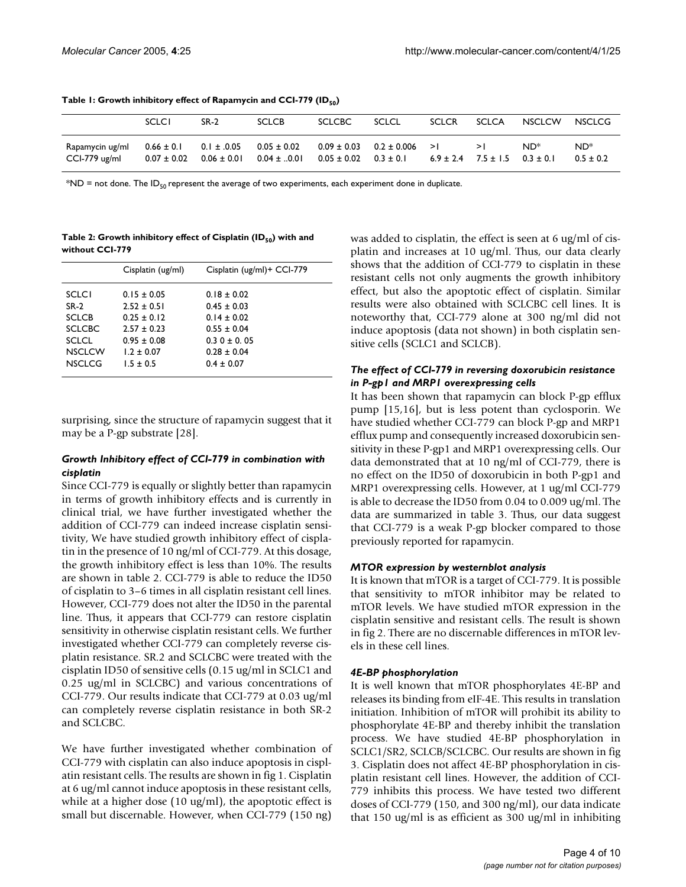**Table 1: Growth inhibitory effect of Rapamycin and CCI-779 ($ID_{50}$)**

| | SCLC1 | SR-2 | SCLCB | SCLCBC | SCLCL | SCLCR | SCLCA | NSCLCW | NSCLCG |
|---|---|---|---|---|---|---|---|---|---|
| Rapamycin ug/ml | 0.66 ± 0.1 | 0.1 ± .0.05 | 0.05 ± 0.02 | 0.09 ± 0.03 | 0.2 ± 0.006 | >1 | >1 | ND* | ND* |
| CCI-779 ug/ml | 0.07 ± 0.02 | 0.06 ± 0.01 | 0.04 ± ..0.01 | 0.05 ± 0.02 | 0.3 ± 0.1 | 6.9 ± 2.4 | 7.5 ± 1.5 | 0.3 ± 0.1 | 0.5 ± 0.2 |

*ND = not done. The $ID_{50}$ represent the average of two experiments, each experiment done in duplicate.

**Table 2: Growth inhibitory effect of Cisplatin ($ID_{50}$) with and without CCI-779**

| | Cisplatin (ug/ml) | Cisplatin (ug/ml)+ CCI-779 |
|---|---|---|
| SCLC1 | 0.15 ± 0.05 | 0.18 ± 0.02 |
| SR-2 | 2.52 ± 0.51 | 0.45 ± 0.03 |
| SCLCB | 0.25 ± 0.12 | 0.14 ± 0.02 |
| SCLCBC | 2.57 ± 0.23 | 0.55 ± 0.04 |
| SCLCL | 0.95 ± 0.08 | 0.3 0 ± 0. 05 |
| NSCLCW | 1.2 ± 0.07 | 0.28 ± 0.04 |
| NSCLCG | 1.5 ± 0.5 | 0.4 ± 0.07 |

surprising, since the structure of rapamycin suggest that it may be a P-gp substrate [28].

### *Growth Inhibitory effect of CCI-779 in combination with cisplatin*

Since CCI-779 is equally or slightly better than rapamycin in terms of growth inhibitory effects and is currently in clinical trial, we have further investigated whether the addition of CCI-779 can indeed increase cisplatin sensitivity, We have studied growth inhibitory effect of cisplatin in the presence of 10 ng/ml of CCI-779. At this dosage, the growth inhibitory effect is less than 10%. The results are shown in table 2. CCI-779 is able to reduce the ID50 of cisplatin to 3–6 times in all cisplatin resistant cell lines. However, CCI-779 does not alter the ID50 in the parental line. Thus, it appears that CCI-779 can restore cisplatin sensitivity in otherwise cisplatin resistant cells. We further investigated whether CCI-779 can completely reverse cisplatin resistance. SR.2 and SCLCBC were treated with the cisplatin ID50 of sensitive cells (0.15 ug/ml in SCLC1 and 0.25 ug/ml in SCLCBC) and various concentrations of CCI-779. Our results indicate that CCI-779 at 0.03 ug/ml can completely reverse cisplatin resistance in both SR-2 and SCLCBC.

We have further investigated whether combination of CCI-779 with cisplatin can also induce apoptosis in cisplatin resistant cells. The results are shown in fig 1. Cisplatin at 6 ug/ml cannot induce apoptosis in these resistant cells, while at a higher dose (10 ug/ml), the apoptotic effect is small but discernable. However, when CCI-779 (150 ng) was added to cisplatin, the effect is seen at 6 ug/ml of cisplatin and increases at 10 ug/ml. Thus, our data clearly shows that the addition of CCI-779 to cisplatin in these resistant cells not only augments the growth inhibitory effect, but also the apoptotic effect of cisplatin. Similar results were also obtained with SCLCBC cell lines. It is noteworthy that, CCI-779 alone at 300 ng/ml did not induce apoptosis (data not shown) in both cisplatin sensitive cells (SCLC1 and SCLCB).

### *The effect of CCI-779 in reversing doxorubicin resistance in P-gp1 and MRP1 overexpressing cells*

It has been shown that rapamycin can block P-gp efflux pump [15,16], but is less potent than cyclosporin. We have studied whether CCI-779 can block P-gp and MRP1 efflux pump and consequently increased doxorubicin sensitivity in these P-gp1 and MRP1 overexpressing cells. Our data demonstrated that at 10 ng/ml of CCI-779, there is no effect on the ID50 of doxorubicin in both P-gp1 and MRP1 overexpressing cells. However, at 1 ug/ml CCI-779 is able to decrease the ID50 from 0.04 to 0.009 ug/ml. The data are summarized in table 3. Thus, our data suggest that CCI-779 is a weak P-gp blocker compared to those previously reported for rapamycin.

### *MTOR expression by westernblot analysis*

It is known that mTOR is a target of CCI-779. It is possible that sensitivity to mTOR inhibitor may be related to mTOR levels. We have studied mTOR expression in the cisplatin sensitive and resistant cells. The result is shown in fig 2. There are no discernable differences in mTOR levels in these cell lines.

### *4E-BP phosphorylation*

It is well known that mTOR phosphorylates 4E-BP and releases its binding from eIF-4E. This results in translation initiation. Inhibition of mTOR will prohibit its ability to phosphorylate 4E-BP and thereby inhibit the translation process. We have studied 4E-BP phosphorylation in SCLC1/SR2, SCLCB/SCLCBC. Our results are shown in fig 3. Cisplatin does not affect 4E-BP phosphorylation in cisplatin resistant cell lines. However, the addition of CCI-779 inhibits this process. We have tested two different doses of CCI-779 (150, and 300 ng/ml), our data indicate that 150 ug/ml is as efficient as 300 ug/ml in inhibiting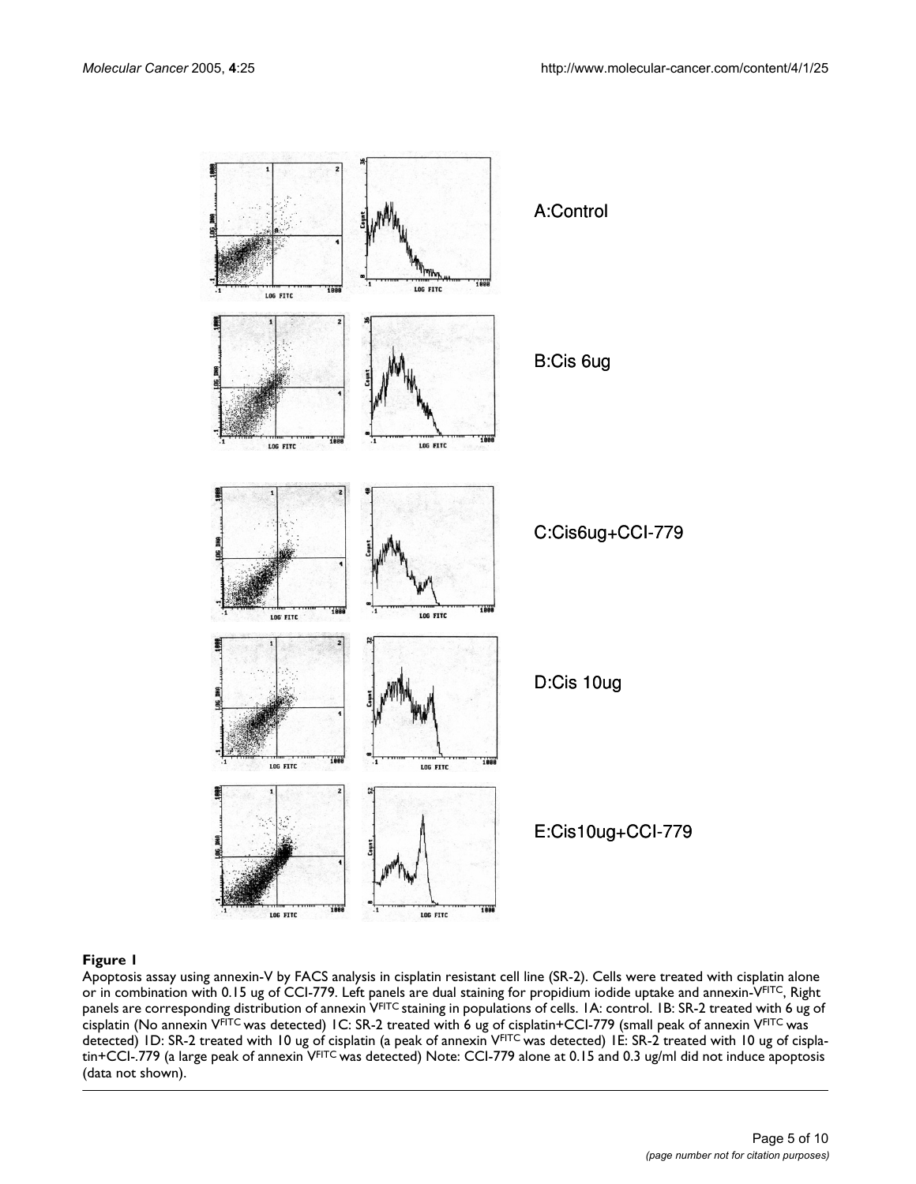A:Control

B:Cis 6ug

C:Cis6ug+CCI-779

D:Cis 10ug

E:Cis10ug+CCI-779

**Figure 1**

Apoptosis assay using annexin-V by FACS analysis in cisplatin resistant cell line (SR-2). Cells were treated with cisplatin alone or in combination with 0.15 ug of CCI-779. Left panels are dual staining for propidium iodide uptake and annexin-V[FITC], Right panels are corresponding distribution of annexin V[FITC] staining in populations of cells. 1A: control. 1B: SR-2 treated with 6 ug of cisplatin (No annexin V[FITC] was detected) 1C: SR-2 treated with 6 ug of cisplatin+CCI-779 (small peak of annexin V[FITC] was detected) 1D: SR-2 treated with 10 ug of cisplatin (a peak of annexin V[FITC] was detected) 1E: SR-2 treated with 10 ug of cisplatin+CCI-.779 (a large peak of annexin V[FITC] was detected) Note: CCI-779 alone at 0.15 and 0.3 ug/ml did not induce apoptosis (data not shown).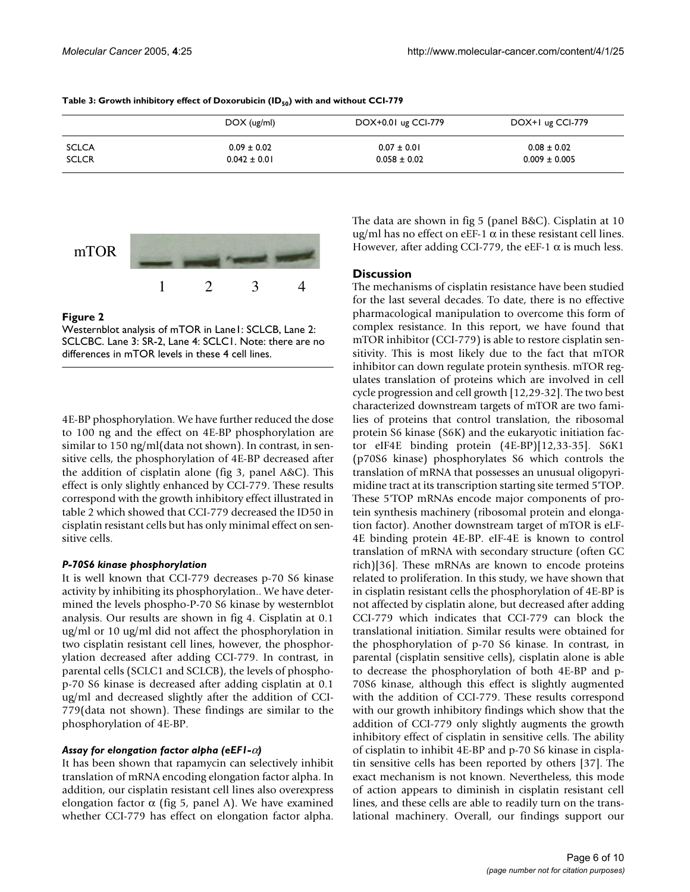**Table 3: Growth inhibitory effect of Doxorubicin ($ID_{50}$) with and without CCI-779**

| | DOX (ug/ml) | DOX+0.01 ug CCI-779 | DOX+1 ug CCI-779 |
|---|---|---|---|
| SCLCA | 0.09 ± 0.02 | 0.07 ± 0.01 | 0.08 ± 0.02 |
| SCLCR | 0.042 ± 0.01 | 0.058 ± 0.02 | 0.009 ± 0.005 |

**Figure 2**
Westernblot analysis of mTOR in Lane1: SCLCB, Lane 2: SCLCBC. Lane 3: SR-2, Lane 4: SCLC1. Note: there are no differences in mTOR levels in these 4 cell lines.

4E-BP phosphorylation. We have further reduced the dose to 100 ng and the effect on 4E-BP phosphorylation are similar to 150 ng/ml(data not shown). In contrast, in sensitive cells, the phosphorylation of 4E-BP decreased after the addition of cisplatin alone (fig 3, panel A&C). This effect is only slightly enhanced by CCI-779. These results correspond with the growth inhibitory effect illustrated in table 2 which showed that CCI-779 decreased the ID50 in cisplatin resistant cells but has only minimal effect on sensitive cells.

### *P-70S6 kinase phosphorylation*

It is well known that CCI-779 decreases p-70 S6 kinase activity by inhibiting its phosphorylation.. We have determined the levels phospho-P-70 S6 kinase by westernblot analysis. Our results are shown in fig 4. Cisplatin at 0.1 ug/ml or 10 ug/ml did not affect the phosphorylation in two cisplatin resistant cell lines, however, the phosphorylation decreased after adding CCI-779. In contrast, in parental cells (SCLC1 and SCLCB), the levels of phospho-p-70 S6 kinase is decreased after adding cisplatin at 0.1 ug/ml and decreased slightly after the addition of CCI-779(data not shown). These findings are similar to the phosphorylation of 4E-BP.

### *Assay for elongation factor alpha (eEF1-$\alpha$)*

It has been shown that rapamycin can selectively inhibit translation of mRNA encoding elongation factor alpha. In addition, our cisplatin resistant cell lines also overexpress elongation factor $\alpha$ (fig 5, panel A). We have examined whether CCI-779 has effect on elongation factor alpha. The data are shown in fig 5 (panel B&C). Cisplatin at 10 ug/ml has no effect on eEF-1 $\alpha$ in these resistant cell lines. However, after adding CCI-779, the eEF-1 $\alpha$ is much less.

## Discussion

The mechanisms of cisplatin resistance have been studied for the last several decades. To date, there is no effective pharmacological manipulation to overcome this form of complex resistance. In this report, we have found that mTOR inhibitor (CCI-779) is able to restore cisplatin sensitivity. This is most likely due to the fact that mTOR inhibitor can down regulate protein synthesis. mTOR regulates translation of proteins which are involved in cell cycle progression and cell growth [12,29-32]. The two best characterized downstream targets of mTOR are two families of proteins that control translation, the ribosomal protein S6 kinase (S6K) and the eukaryotic initiation factor eIF4E binding protein (4E-BP)[12,33-35]. S6K1 (p70S6 kinase) phosphorylates S6 which controls the translation of mRNA that possesses an unusual oligopyrimidine tract at its transcription starting site termed 5'TOP. These 5'TOP mRNAs encode major components of protein synthesis machinery (ribosomal protein and elongation factor). Another downstream target of mTOR is eLF-4E binding protein 4E-BP. eIF-4E is known to control translation of mRNA with secondary structure (often GC rich)[36]. These mRNAs are known to encode proteins related to proliferation. In this study, we have shown that in cisplatin resistant cells the phosphorylation of 4E-BP is not affected by cisplatin alone, but decreased after adding CCI-779 which indicates that CCI-779 can block the translational initiation. Similar results were obtained for the phosphorylation of p-70 S6 kinase. In contrast, in parental (cisplatin sensitive cells), cisplatin alone is able to decrease the phosphorylation of both 4E-BP and p-70S6 kinase, although this effect is slightly augmented with the addition of CCI-779. These results correspond with our growth inhibitory findings which show that the addition of CCI-779 only slightly augments the growth inhibitory effect of cisplatin in sensitive cells. The ability of cisplatin to inhibit 4E-BP and p-70 S6 kinase in cisplatin sensitive cells has been reported by others [37]. The exact mechanism is not known. Nevertheless, this mode of action appears to diminish in cisplatin resistant cell lines, and these cells are able to readily turn on the translational machinery. Overall, our findings support our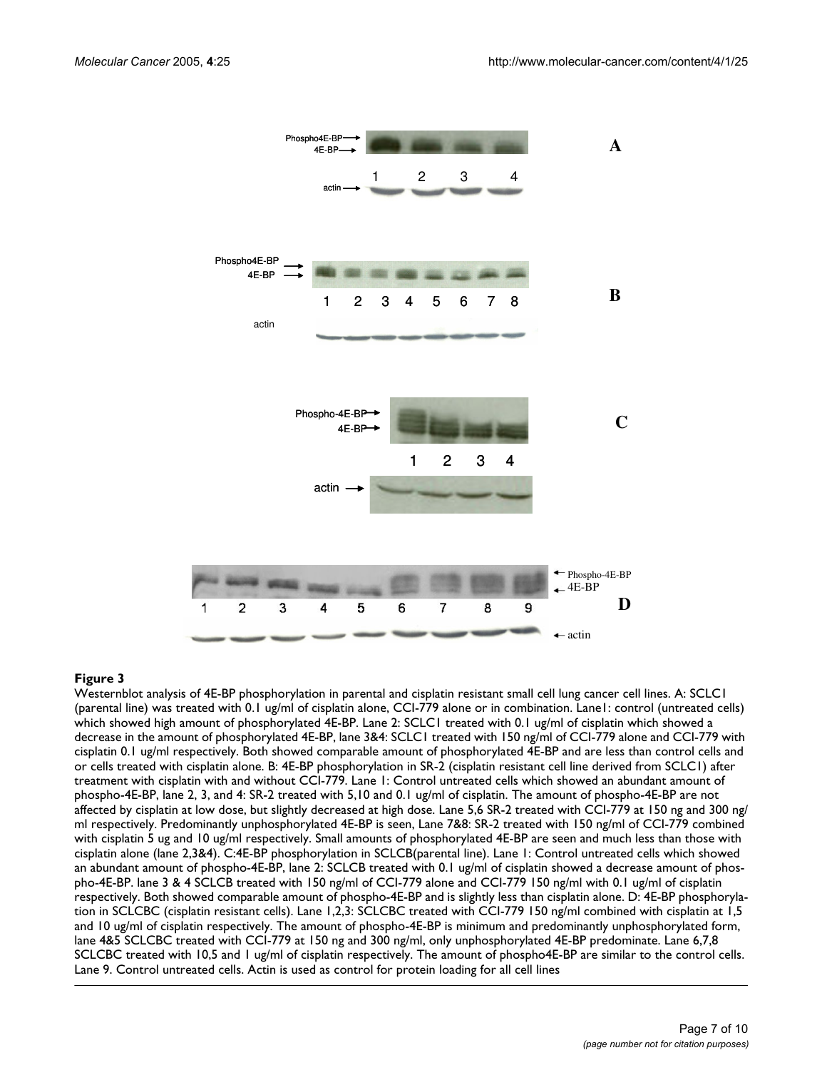**Figure 3**

Westernblot analysis of 4E-BP phosphorylation in parental and cisplatin resistant small cell lung cancer cell lines. A: SCLC1 (parental line) was treated with 0.1 ug/ml of cisplatin alone, CCI-779 alone or in combination. Lane1: control (untreated cells) which showed high amount of phosphorylated 4E-BP. Lane 2: SCLC1 treated with 0.1 ug/ml of cisplatin which showed a decrease in the amount of phosphorylated 4E-BP, lane 3&4: SCLC1 treated with 150 ng/ml of CCI-779 alone and CCI-779 with cisplatin 0.1 ug/ml respectively. Both showed comparable amount of phosphorylated 4E-BP and are less than control cells and or cells treated with cisplatin alone. B: 4E-BP phosphorylation in SR-2 (cisplatin resistant cell line derived from SCLC1) after treatment with cisplatin with and without CCI-779. Lane 1: Control untreated cells which showed an abundant amount of phospho-4E-BP, lane 2, 3, and 4: SR-2 treated with 5,10 and 0.1 ug/ml of cisplatin. The amount of phospho-4E-BP are not affected by cisplatin at low dose, but slightly decreased at high dose. Lane 5,6 SR-2 treated with CCI-779 at 150 ng and 300 ng/ml respectively. Predominantly unphosphorylated 4E-BP is seen, Lane 7&8: SR-2 treated with 150 ng/ml of CCI-779 combined with cisplatin 5 ug and 10 ug/ml respectively. Small amounts of phosphorylated 4E-BP are seen and much less than those with cisplatin alone (lane 2,3&4). C:4E-BP phosphorylation in SCLCB(parental line). Lane 1: Control untreated cells which showed an abundant amount of phospho-4E-BP, lane 2: SCLCB treated with 0.1 ug/ml of cisplatin showed a decrease amount of phospho-4E-BP. lane 3 & 4 SCLCB treated with 150 ng/ml of CCI-779 alone and CCI-779 150 ng/ml with 0.1 ug/ml of cisplatin respectively. Both showed comparable amount of phospho-4E-BP and is slightly less than cisplatin alone. D: 4E-BP phosphorylation in SCLCBC (cisplatin resistant cells). Lane 1,2,3: SCLCBC treated with CCI-779 150 ng/ml combined with cisplatin at 1,5 and 10 ug/ml of cisplatin respectively. The amount of phospho-4E-BP is minimum and predominantly unphosphorylated form, lane 4&5 SCLCBC treated with CCI-779 at 150 ng and 300 ng/ml, only unphosphorylated 4E-BP predominate. Lane 6,7,8 SCLCBC treated with 10,5 and 1 ug/ml of cisplatin respectively. The amount of phospho4E-BP are similar to the control cells. Lane 9. Control untreated cells. Actin is used as control for protein loading for all cell lines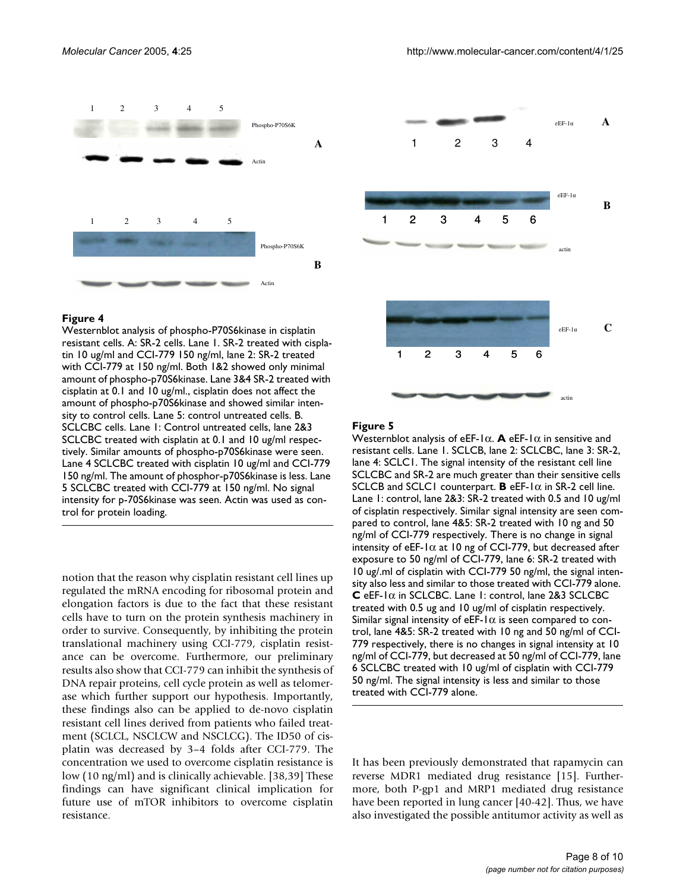**Figure 4**

Westernblot analysis of phospho-P70S6kinase in cisplatin resistant cells. A: SR-2 cells. Lane 1. SR-2 treated with cisplatin 10 ug/ml and CCI-779 150 ng/ml, lane 2: SR-2 treated with CCI-779 at 150 ng/ml. Both 1&2 showed only minimal amount of phospho-p70S6kinase. Lane 3&4 SR-2 treated with cisplatin at 0.1 and 10 ug/ml., cisplatin does not affect the amount of phospho-p70S6kinase and showed similar intensity to control cells. Lane 5: control untreated cells. B. SCLCBC cells. Lane 1: Control untreated cells, lane 2&3 SCLCBC treated with cisplatin at 0.1 and 10 ug/ml respectively. Similar amounts of phospho-p70S6kinase were seen. Lane 4 SCLCBC treated with cisplatin 10 ug/ml and CCI-779 150 ng/ml. The amount of phosphor-p70S6kinase is less. Lane 5 SCLCBC treated with CCI-779 at 150 ng/ml. No signal intensity for p-70S6kinase was seen. Actin was used as control for protein loading.

**Figure 5**

Westernblot analysis of eEF-1α. **A** eEF-1α in sensitive and resistant cells. Lane 1. SCLCB, lane 2: SCLCBC, lane 3: SR-2, lane 4: SCLC1. The signal intensity of the resistant cell line SCLCBC and SR-2 are much greater than their sensitive cells SCLCB and SCLC1 counterpart. **B** eEF-1α in SR-2 cell line. Lane 1: control, lane 2&3: SR-2 treated with 0.5 and 10 ug/ml of cisplatin respectively. Similar signal intensity are seen compared to control, lane 4&5: SR-2 treated with 10 ng and 50 ng/ml of CCI-779 respectively. There is no change in signal intensity of eEF-1α at 10 ng of CCI-779, but decreased after exposure to 50 ng/ml of CCI-779, lane 6: SR-2 treated with 10 ug/.ml of cisplatin with CCI-779 50 ng/ml, the signal intensity also less and similar to those treated with CCI-779 alone. **C** eEF-1α in SCLCBC. Lane 1: control, lane 2&3 SCLCBC treated with 0.5 ug and 10 ug/ml of cisplatin respectively. Similar signal intensity of eEF-1α is seen compared to control, lane 4&5: SR-2 treated with 10 ng and 50 ng/ml of CCI-779 respectively, there is no changes in signal intensity at 10 ng/ml of CCI-779, but decreased at 50 ng/ml of CCI-779, lane 6 SCLCBC treated with 10 ug/ml of cisplatin with CCI-779 50 ng/ml. The signal intensity is less and similar to those treated with CCI-779 alone.

notion that the reason why cisplatin resistant cell lines up regulated the mRNA encoding for ribosomal protein and elongation factors is due to the fact that these resistant cells have to turn on the protein synthesis machinery in order to survive. Consequently, by inhibiting the protein translational machinery using CCI-779, cisplatin resistance can be overcome. Furthermore, our preliminary results also show that CCI-779 can inhibit the synthesis of DNA repair proteins, cell cycle protein as well as telomerase which further support our hypothesis. Importantly, these findings also can be applied to de-novo cisplatin resistant cell lines derived from patients who failed treatment (SCLCL, NSCLCW and NSCLCG). The ID50 of cisplatin was decreased by 3–4 folds after CCI-779. The concentration we used to overcome cisplatin resistance is low (10 ng/ml) and is clinically achievable. [38,39] These findings can have significant clinical implication for future use of mTOR inhibitors to overcome cisplatin resistance.

It has been previously demonstrated that rapamycin can reverse MDR1 mediated drug resistance [15]. Furthermore, both P-gp1 and MRP1 mediated drug resistance have been reported in lung cancer [40-42]. Thus, we have also investigated the possible antitumor activity as well as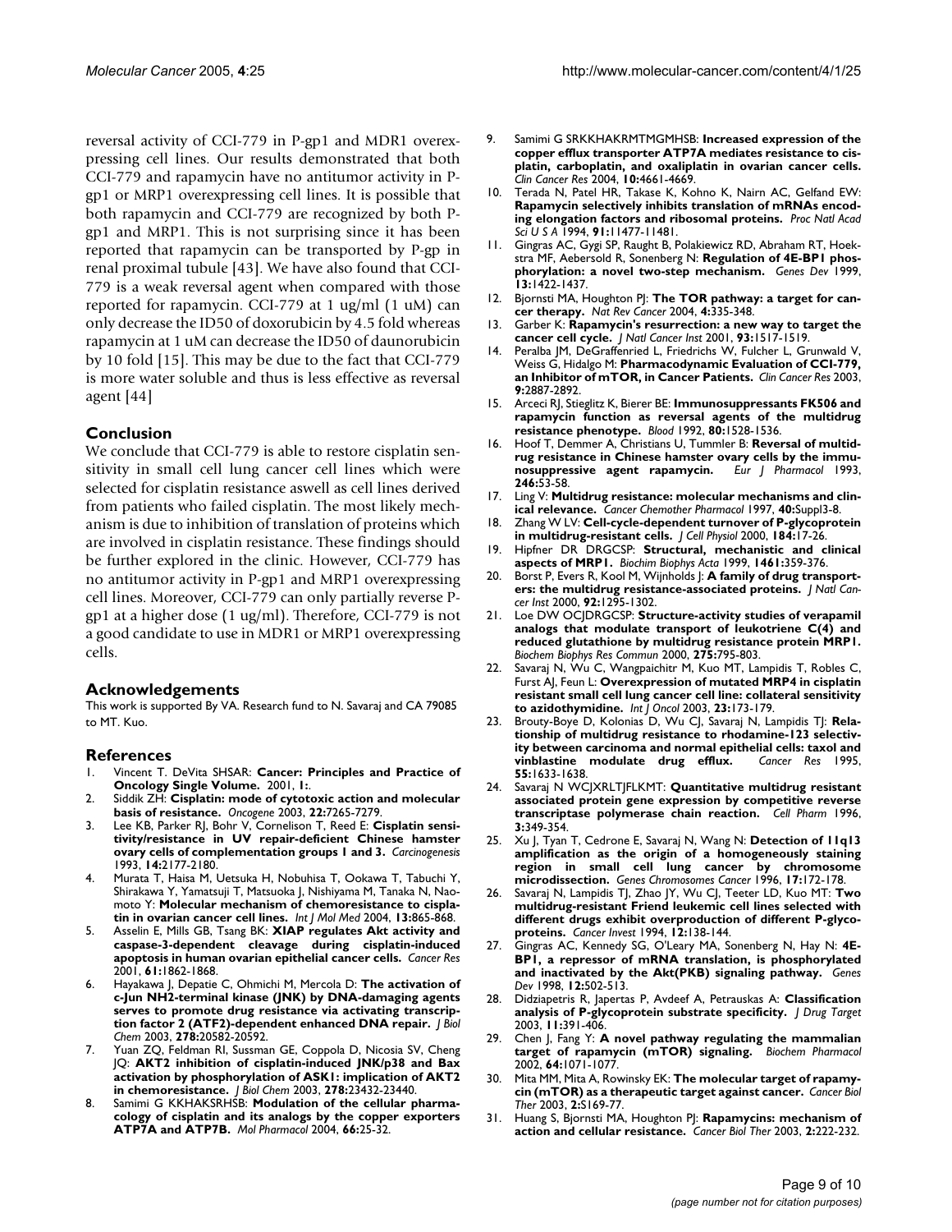reversal activity of CCI-779 in P-gp1 and MDR1 overexpressing cell lines. Our results demonstrated that both CCI-779 and rapamycin have no antitumor activity in P-gp1 or MRP1 overexpressing cell lines. It is possible that both rapamycin and CCI-779 are recognized by both P-gp1 and MRP1. This is not surprising since it has been reported that rapamycin can be transported by P-gp in renal proximal tubule [43]. We have also found that CCI-779 is a weak reversal agent when compared with those reported for rapamycin. CCI-779 at 1 ug/ml (1 uM) can only decrease the ID50 of doxorubicin by 4.5 fold whereas rapamycin at 1 uM can decrease the ID50 of daunorubicin by 10 fold [15]. This may be due to the fact that CCI-779 is more water soluble and thus is less effective as reversal agent [44]

## Conclusion

We conclude that CCI-779 is able to restore cisplatin sensitivity in small cell lung cancer cell lines which were selected for cisplatin resistance aswell as cell lines derived from patients who failed cisplatin. The most likely mechanism is due to inhibition of translation of proteins which are involved in cisplatin resistance. These findings should be further explored in the clinic. However, CCI-779 has no antitumor activity in P-gp1 and MRP1 overexpressing cell lines. Moreover, CCI-779 can only partially reverse P-gp1 at a higher dose (1 ug/ml). Therefore, CCI-779 is not a good candidate to use in MDR1 or MRP1 overexpressing cells.

## Acknowledgements

This work is supported By VA. Research fund to N. Savaraj and CA 79085 to MT. Kuo.

## References

1. Vincent T. DeVita SHSAR: **Cancer: Principles and Practice of Oncology Single Volume.** 2001, **1:**.
2. Siddik ZH: **Cisplatin: mode of cytotoxic action and molecular basis of resistance.** *Oncogene* 2003, **22:**7265-7279.
3. Lee KB, Parker RJ, Bohr V, Cornelison T, Reed E: **Cisplatin sensitivity/resistance in UV repair-deficient Chinese hamster ovary cells of complementation groups 1 and 3.** *Carcinogenesis* 1993, **14:**2177-2180.
4. Murata T, Haisa M, Uetsuka H, Nobuhisa T, Ookawa T, Tabuchi Y, Shirakawa Y, Yamatsuji T, Matsuoka J, Nishiyama M, Tanaka N, Naomoto Y: **Molecular mechanism of chemoresistance to cisplatin in ovarian cancer cell lines.** *Int J Mol Med* 2004, **13:**865-868.
5. Asselin E, Mills GB, Tsang BK: **XIAP regulates Akt activity and caspase-3-dependent cleavage during cisplatin-induced apoptosis in human ovarian epithelial cancer cells.** *Cancer Res* 2001, **61:**1862-1868.
6. Hayakawa J, Depatie C, Ohmichi M, Mercola D: **The activation of c-Jun NH2-terminal kinase (JNK) by DNA-damaging agents serves to promote drug resistance via activating transcription factor 2 (ATF2)-dependent enhanced DNA repair.** *J Biol Chem* 2003, **278:**20582-20592.
7. Yuan ZQ, Feldman RI, Sussman GE, Coppola D, Nicosia SV, Cheng JQ: **AKT2 inhibition of cisplatin-induced JNK/p38 and Bax activation by phosphorylation of ASK1: implication of AKT2 in chemoresistance.** *J Biol Chem* 2003, **278:**23432-23440.
8. Samimi G KKHAKSRHSB: **Modulation of the cellular pharmacology of cisplatin and its analogs by the copper exporters ATP7A and ATP7B.** *Mol Pharmacol* 2004, **66:**25-32.
9. Samimi G SRKKHAKRMTMGMHSB: **Increased expression of the copper efflux transporter ATP7A mediates resistance to cisplatin, carboplatin, and oxaliplatin in ovarian cancer cells.** *Clin Cancer Res* 2004, **10:**4661-4669.
10. Terada N, Patel HR, Takase K, Kohno K, Nairn AC, Gelfand EW: **Rapamycin selectively inhibits translation of mRNAs encoding elongation factors and ribosomal proteins.** *Proc Natl Acad Sci U S A* 1994, **91:**11477-11481.
11. Gingras AC, Gygi SP, Raught B, Polakiewicz RD, Abraham RT, Hoekstra MF, Aebersold R, Sonenberg N: **Regulation of 4E-BP1 phosphorylation: a novel two-step mechanism.** *Genes Dev* 1999, **13:**1422-1437.
12. Bjornsti MA, Houghton PJ: **The TOR pathway: a target for cancer therapy.** *Nat Rev Cancer* 2004, **4:**335-348.
13. Garber K: **Rapamycin's resurrection: a new way to target the cancer cell cycle.** *J Natl Cancer Inst* 2001, **93:**1517-1519.
14. Peralba JM, DeGraffenried L, Friedrichs W, Fulcher L, Grunwald V, Weiss G, Hidalgo M: **Pharmacodynamic Evaluation of CCI-779, an Inhibitor of mTOR, in Cancer Patients.** *Clin Cancer Res* 2003, **9:**2887-2892.
15. Arceci RJ, Stieglitz K, Bierer BE: **Immunosuppressants FK506 and rapamycin function as reversal agents of the multidrug resistance phenotype.** *Blood* 1992, **80:**1528-1536.
16. Hoof T, Demmer A, Christians U, Tummler B: **Reversal of multidrug resistance in Chinese hamster ovary cells by the immunosuppressive agent rapamycin.** *Eur J Pharmacol* 1993, **246:**53-58.
17. Ling V: **Multidrug resistance: molecular mechanisms and clinical relevance.** *Cancer Chemother Pharmacol* 1997, **40:**Suppl3-8.
18. Zhang W LV: **Cell-cycle-dependent turnover of P-glycoprotein in multidrug-resistant cells.** *J Cell Physiol* 2000, **184:**17-26.
19. Hipfner DR DRGCSP: **Structural, mechanistic and clinical aspects of MRP1.** *Biochim Biophys Acta* 1999, **1461:**359-376.
20. Borst P, Evers R, Kool M, Wijnholds J: **A family of drug transporters: the multidrug resistance-associated proteins.** *J Natl Cancer Inst* 2000, **92:**1295-1302.
21. Loe DW OCJDRGCSP: **Structure-activity studies of verapamil analogs that modulate transport of leukotriene C(4) and reduced glutathione by multidrug resistance protein MRP1.** *Biochem Biophys Res Commun* 2000, **275:**795-803.
22. Savaraj N, Wu C, Wangpaichitr M, Kuo MT, Lampidis T, Robles C, Furst AJ, Feun L: **Overexpression of mutated MRP4 in cisplatin resistant small cell lung cancer cell line: collateral sensitivity to azidothymidine.** *Int J Oncol* 2003, **23:**173-179.
23. Brouty-Boye D, Kolonias D, Wu CJ, Savaraj N, Lampidis TJ: **Relationship of multidrug resistance to rhodamine-123 selectivity between carcinoma and normal epithelial cells: taxol and vinblastine modulate drug efflux.** *Cancer Res* 1995, **55:**1633-1638.
24. Savaraj N WCJXRLTJFLKMT: **Quantitative multidrug resistant associated protein gene expression by competitive reverse transcriptase polymerase chain reaction.** *Cell Pharm* 1996, **3:**349-354.
25. Xu J, Tyan T, Cedrone E, Savaraj N, Wang N: **Detection of 11q13 amplification as the origin of a homogeneously staining region in small cell lung cancer by chromosome microdissection.** *Genes Chromosomes Cancer* 1996, **17:**172-178.
26. Savaraj N, Lampidis TJ, Zhao JY, Wu CJ, Teeter LD, Kuo MT: **Two multidrug-resistant Friend leukemic cell lines selected with different drugs exhibit overproduction of different P-glycoproteins.** *Cancer Invest* 1994, **12:**138-144.
27. Gingras AC, Kennedy SG, O'Leary MA, Sonenberg N, Hay N: **4E-BP1, a repressor of mRNA translation, is phosphorylated and inactivated by the Akt(PKB) signaling pathway.** *Genes Dev* 1998, **12:**502-513.
28. Didziapetris R, Japertas P, Avdeef A, Petrauskas A: **Classification analysis of P-glycoprotein substrate specificity.** *J Drug Target* 2003, **11:**391-406.
29. Chen J, Fang Y: **A novel pathway regulating the mammalian target of rapamycin (mTOR) signaling.** *Biochem Pharmacol* 2002, **64:**1071-1077.
30. Mita MM, Mita A, Rowinsky EK: **The molecular target of rapamycin (mTOR) as a therapeutic target against cancer.** *Cancer Biol Ther* 2003, **2:**S169-77.
31. Huang S, Bjornsti MA, Houghton PJ: **Rapamycins: mechanism of action and cellular resistance.** *Cancer Biol Ther* 2003, **2:**222-232.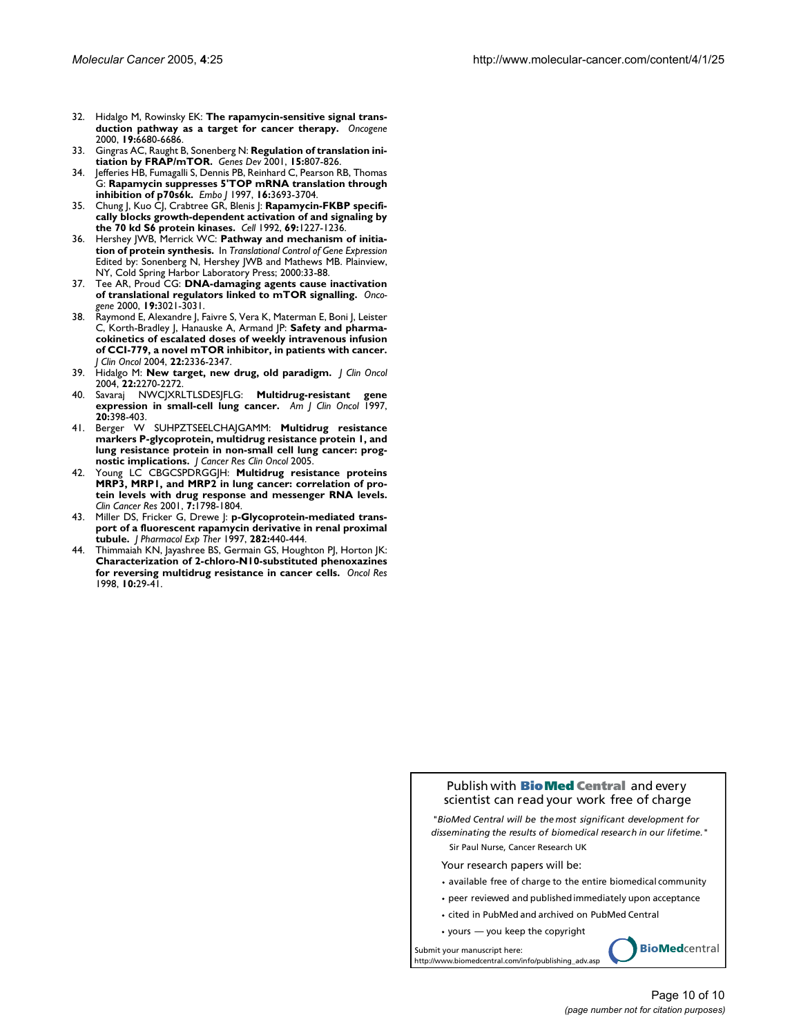32. Hidalgo M, Rowinsky EK: **The rapamycin-sensitive signal transduction pathway as a target for cancer therapy.** *Oncogene* 2000, **19:**6680-6686.
33. Gingras AC, Raught B, Sonenberg N: **Regulation of translation initiation by FRAP/mTOR.** *Genes Dev* 2001, **15:**807-826.
34. Jefferies HB, Fumagalli S, Dennis PB, Reinhard C, Pearson RB, Thomas G: **Rapamycin suppresses 5'TOP mRNA translation through inhibition of p70s6k.** *Embo J* 1997, **16:**3693-3704.
35. Chung J, Kuo CJ, Crabtree GR, Blenis J: **Rapamycin-FKBP specifically blocks growth-dependent activation of and signaling by the 70 kd S6 protein kinases.** *Cell* 1992, **69:**1227-1236.
36. Hershey JWB, Merrick WC: **Pathway and mechanism of initiation of protein synthesis.** In *Translational Control of Gene Expression* Edited by: Sonenberg N, Hershey JWB and Mathews MB. Plainview, NY, Cold Spring Harbor Laboratory Press; 2000:33-88.
37. Tee AR, Proud CG: **DNA-damaging agents cause inactivation of translational regulators linked to mTOR signalling.** *Oncogene* 2000, **19:**3021-3031.
38. Raymond E, Alexandre J, Faivre S, Vera K, Materman E, Boni J, Leister C, Korth-Bradley J, Hanauske A, Armand JP: **Safety and pharmacokinetics of escalated doses of weekly intravenous infusion of CCI-779, a novel mTOR inhibitor, in patients with cancer.** *J Clin Oncol* 2004, **22:**2336-2347.
39. Hidalgo M: **New target, new drug, old paradigm.** *J Clin Oncol* 2004, **22:**2270-2272.
40. Savaraj NWCJXRLTLSDESJFLG: **Multidrug-resistant gene expression in small-cell lung cancer.** *Am J Clin Oncol* 1997, **20:**398-403.
41. Berger W SUHPZTSEELCHAJGAMM: **Multidrug resistance markers P-glycoprotein, multidrug resistance protein 1, and lung resistance protein in non-small cell lung cancer: prognostic implications.** *J Cancer Res Clin Oncol* 2005.
42. Young LC CBGCSPDRGGJH: **Multidrug resistance proteins MRP3, MRP1, and MRP2 in lung cancer: correlation of protein levels with drug response and messenger RNA levels.** *Clin Cancer Res* 2001, **7:**1798-1804.
43. Miller DS, Fricker G, Drewe J: **p-Glycoprotein-mediated transport of a fluorescent rapamycin derivative in renal proximal tubule.** *J Pharmacol Exp Ther* 1997, **282:**440-444.
44. Thimmaiah KN, Jayashree BS, Germain GS, Houghton PJ, Horton JK: **Characterization of 2-chloro-N10-substituted phenoxazines for reversing multidrug resistance in cancer cells.** *Oncol Res* 1998, **10:**29-41.

Publish with **BioMed Central** and every scientist can read your work free of charge

*"BioMed Central will be the most significant development for disseminating the results of biomedical research in our lifetime."*

Sir Paul Nurse, Cancer Research UK

Your research papers will be:

- available free of charge to the entire biomedical community
- peer reviewed and published immediately upon acceptance
- cited in PubMed and archived on PubMed Central
- yours — you keep the copyright

Submit your manuscript here:
http://www.biomedcentral.com/info/publishing_adv.asp

**BioMed**central